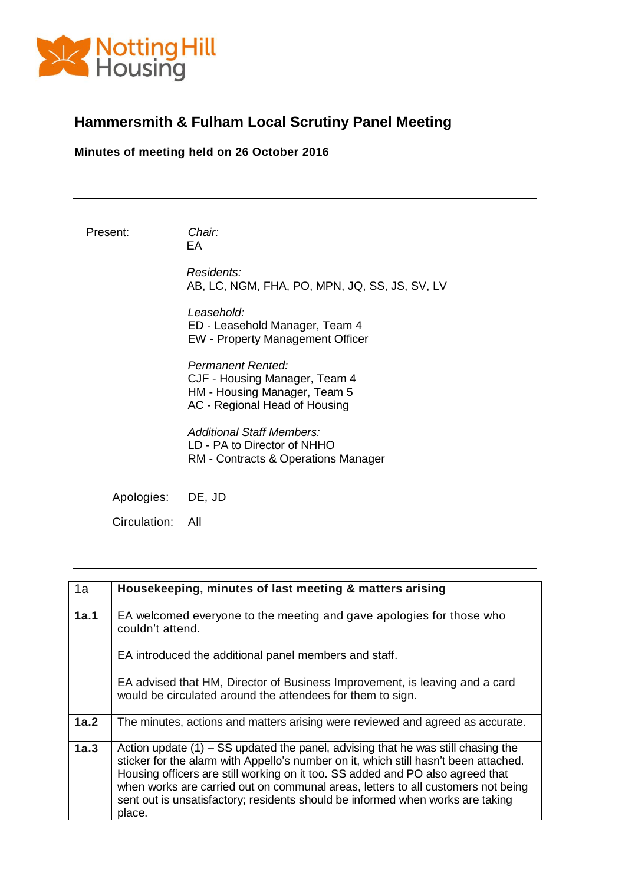Notting Hill Housing

# Hammersmith & Fulham Local Scrutiny Panel Meeting

**Minutes of meeting held on 26 October 2016**

---

Present:

*Chair:*
EA

*Residents:*
AB, LC, NGM, FHA, PO, MPN, JQ, SS, JS, SV, LV

*Leasehold:*
ED - Leasehold Manager, Team 4
EW - Property Management Officer

*Permanent Rented:*
CJF - Housing Manager, Team 4
HM - Housing Manager, Team 5
AC - Regional Head of Housing

*Additional Staff Members:*
LD - PA to Director of NHHO
RM - Contracts & Operations Manager

Apologies: DE, JD

Circulation: All

---

| 1a | **Housekeeping, minutes of last meeting & matters arising** |
|---|---|
| **1a.1** | EA welcomed everyone to the meeting and gave apologies for those who couldn't attend.<br><br>EA introduced the additional panel members and staff.<br><br>EA advised that HM, Director of Business Improvement, is leaving and a card would be circulated around the attendees for them to sign. |
| **1a.2** | The minutes, actions and matters arising were reviewed and agreed as accurate. |
| **1a.3** | Action update (1) – SS updated the panel, advising that he was still chasing the sticker for the alarm with Appello's number on it, which still hasn't been attached. Housing officers are still working on it too. SS added and PO also agreed that when works are carried out on communal areas, letters to all customers not being sent out is unsatisfactory; residents should be informed when works are taking place. |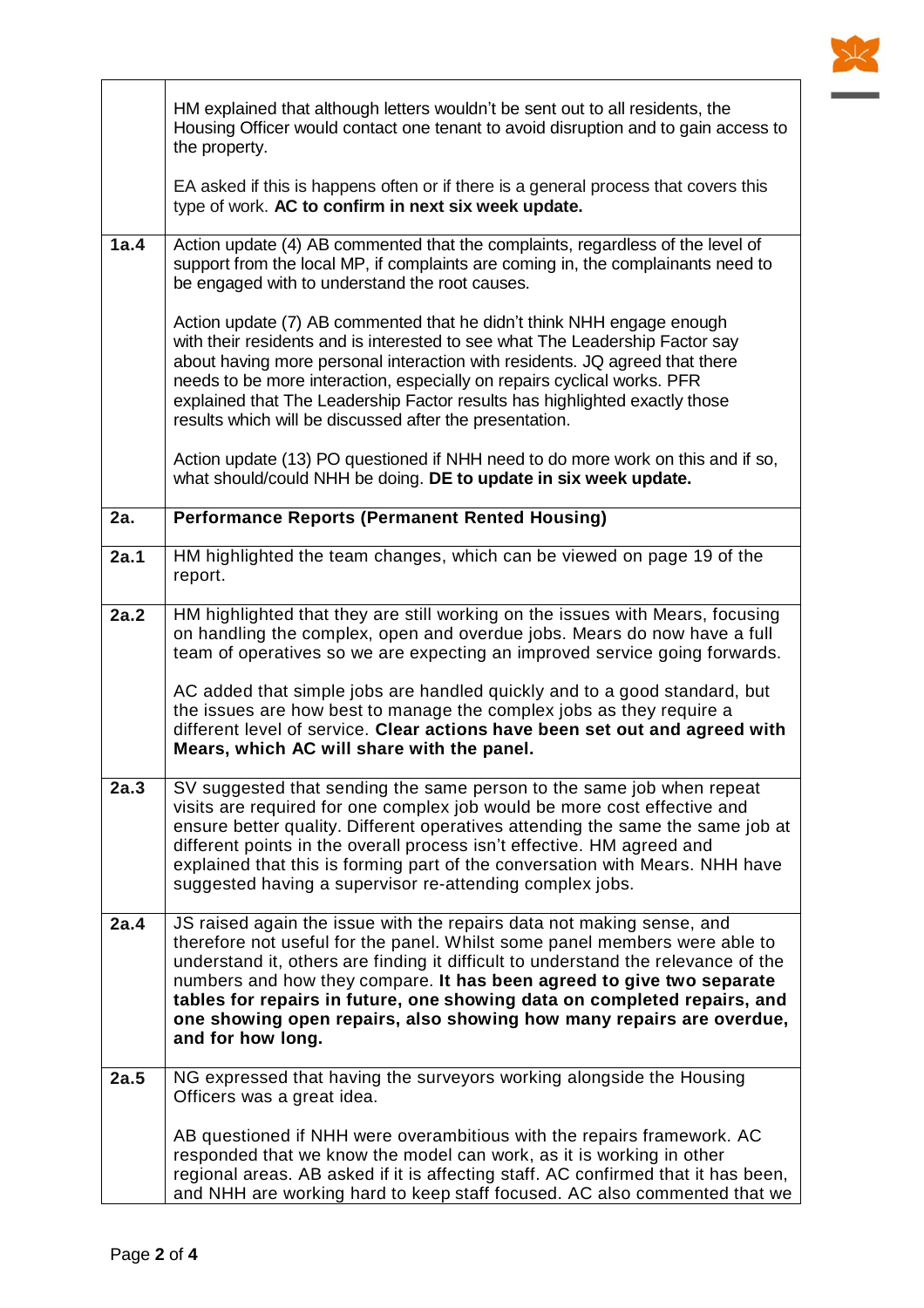| | |
|---|---|
| | HM explained that although letters wouldn't be sent out to all residents, the Housing Officer would contact one tenant to avoid disruption and to gain access to the property.<br><br>EA asked if this is happens often or if there is a general process that covers this type of work. **AC to confirm in next six week update.** |
| **1a.4** | Action update (4) AB commented that the complaints, regardless of the level of support from the local MP, if complaints are coming in, the complainants need to be engaged with to understand the root causes.<br><br>Action update (7) AB commented that he didn't think NHH engage enough with their residents and is interested to see what The Leadership Factor say about having more personal interaction with residents. JQ agreed that there needs to be more interaction, especially on repairs cyclical works. PFR explained that The Leadership Factor results has highlighted exactly those results which will be discussed after the presentation.<br><br>Action update (13) PO questioned if NHH need to do more work on this and if so, what should/could NHH be doing. **DE to update in six week update.** |
| **2a.** | **Performance Reports (Permanent Rented Housing)** |
| **2a.1** | HM highlighted the team changes, which can be viewed on page 19 of the report. |
| **2a.2** | HM highlighted that they are still working on the issues with Mears, focusing on handling the complex, open and overdue jobs. Mears do now have a full team of operatives so we are expecting an improved service going forwards.<br><br>AC added that simple jobs are handled quickly and to a good standard, but the issues are how best to manage the complex jobs as they require a different level of service. **Clear actions have been set out and agreed with Mears, which AC will share with the panel.** |
| **2a.3** | SV suggested that sending the same person to the same job when repeat visits are required for one complex job would be more cost effective and ensure better quality. Different operatives attending the same the same job at different points in the overall process isn't effective. HM agreed and explained that this is forming part of the conversation with Mears. NHH have suggested having a supervisor re-attending complex jobs. |
| **2a.4** | JS raised again the issue with the repairs data not making sense, and therefore not useful for the panel. Whilst some panel members were able to understand it, others are finding it difficult to understand the relevance of the numbers and how they compare. **It has been agreed to give two separate tables for repairs in future, one showing data on completed repairs, and one showing open repairs, also showing how many repairs are overdue, and for how long.** |
| **2a.5** | NG expressed that having the surveyors working alongside the Housing Officers was a great idea.<br><br>AB questioned if NHH were overambitious with the repairs framework. AC responded that we know the model can work, as it is working in other regional areas. AB asked if it is affecting staff. AC confirmed that it has been, and NHH are working hard to keep staff focused. AC also commented that we |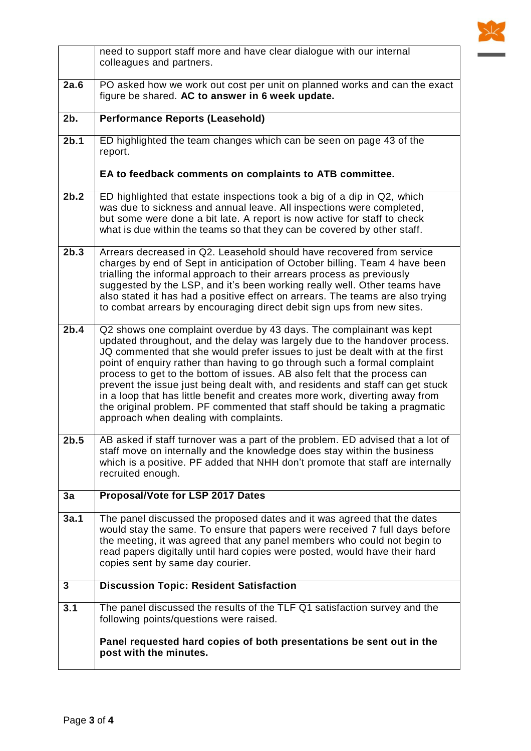| | |
|---|---|
| | need to support staff more and have clear dialogue with our internal colleagues and partners. |
| **2a.6** | PO asked how we work out cost per unit on planned works and can the exact figure be shared. **AC to answer in 6 week update.** |
| **2b.** | **Performance Reports (Leasehold)** |
| **2b.1** | ED highlighted the team changes which can be seen on page 43 of the report.<br><br>**EA to feedback comments on complaints to ATB committee.** |
| **2b.2** | ED highlighted that estate inspections took a big of a dip in Q2, which was due to sickness and annual leave. All inspections were completed, but some were done a bit late. A report is now active for staff to check what is due within the teams so that they can be covered by other staff. |
| **2b.3** | Arrears decreased in Q2. Leasehold should have recovered from service charges by end of Sept in anticipation of October billing. Team 4 have been trialling the informal approach to their arrears process as previously suggested by the LSP, and it's been working really well. Other teams have also stated it has had a positive effect on arrears. The teams are also trying to combat arrears by encouraging direct debit sign ups from new sites. |
| **2b.4** | Q2 shows one complaint overdue by 43 days. The complainant was kept updated throughout, and the delay was largely due to the handover process. JQ commented that she would prefer issues to just be dealt with at the first point of enquiry rather than having to go through such a formal complaint process to get to the bottom of issues. AB also felt that the process can prevent the issue just being dealt with, and residents and staff can get stuck in a loop that has little benefit and creates more work, diverting away from the original problem. PF commented that staff should be taking a pragmatic approach when dealing with complaints. |
| **2b.5** | AB asked if staff turnover was a part of the problem. ED advised that a lot of staff move on internally and the knowledge does stay within the business which is a positive. PF added that NHH don't promote that staff are internally recruited enough. |
| **3a** | **Proposal/Vote for LSP 2017 Dates** |
| **3a.1** | The panel discussed the proposed dates and it was agreed that the dates would stay the same. To ensure that papers were received 7 full days before the meeting, it was agreed that any panel members who could not begin to read papers digitally until hard copies were posted, would have their hard copies sent by same day courier. |
| **3** | **Discussion Topic: Resident Satisfaction** |
| **3.1** | The panel discussed the results of the TLF Q1 satisfaction survey and the following points/questions were raised.<br><br>**Panel requested hard copies of both presentations be sent out in the post with the minutes.** |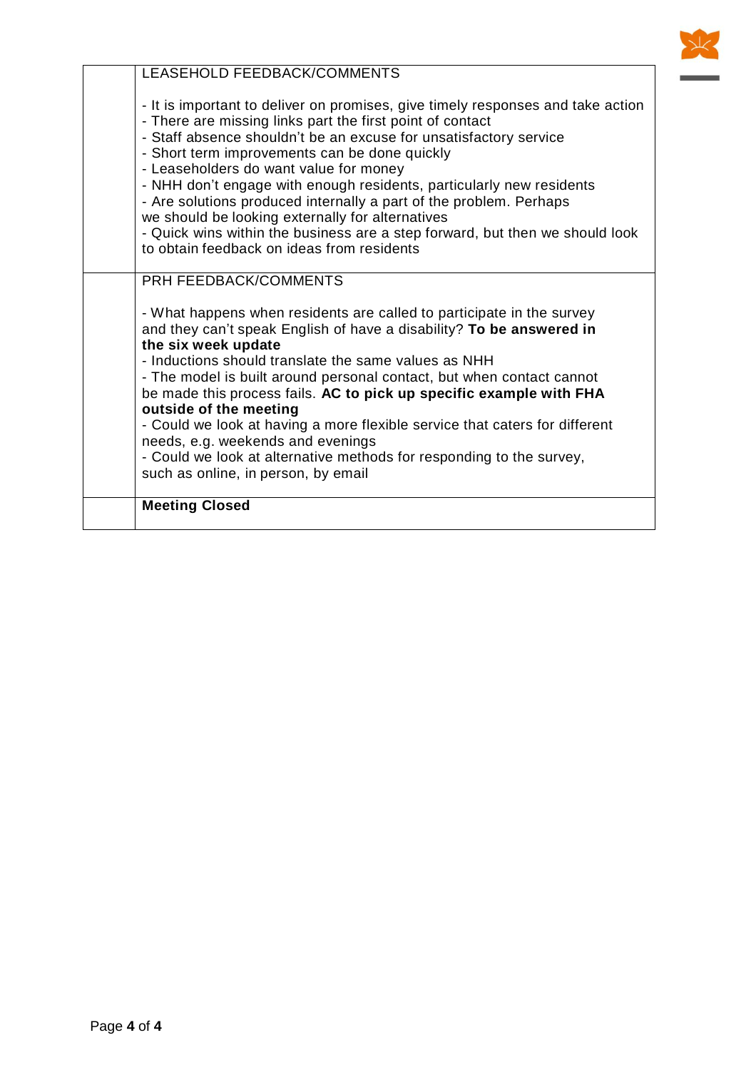| | |
|---|---|
| | LEASEHOLD FEEDBACK/COMMENTS<br><br>- It is important to deliver on promises, give timely responses and take action<br>- There are missing links part the first point of contact<br>- Staff absence shouldn't be an excuse for unsatisfactory service<br>- Short term improvements can be done quickly<br>- Leaseholders do want value for money<br>- NHH don't engage with enough residents, particularly new residents<br>- Are solutions produced internally a part of the problem. Perhaps we should be looking externally for alternatives<br>- Quick wins within the business are a step forward, but then we should look to obtain feedback on ideas from residents |
| | PRH FEEDBACK/COMMENTS<br><br>- What happens when residents are called to participate in the survey and they can't speak English of have a disability? **To be answered in the six week update**<br>- Inductions should translate the same values as NHH<br>- The model is built around personal contact, but when contact cannot be made this process fails. **AC to pick up specific example with FHA outside of the meeting**<br>- Could we look at having a more flexible service that caters for different needs, e.g. weekends and evenings<br>- Could we look at alternative methods for responding to the survey, such as online, in person, by email |
| | **Meeting Closed** |